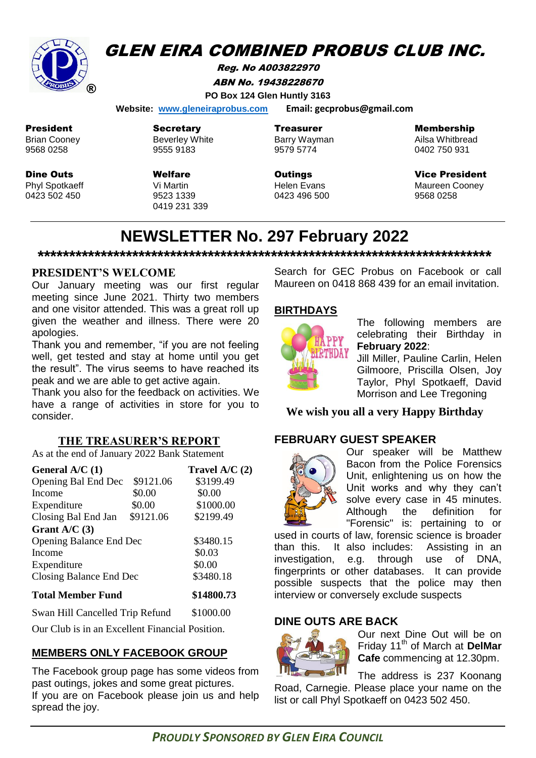# GLEN EIRA COMBINED PROBUS CLUB INC.

**Reg. No A003822970**

**ABN No. 19438228670**

**PO Box 124 Glen Huntly 3163**

**Website: www.gleneiraprobus.com** **Email: gecprobus@gmail.com**

| | | | |
|---|---|---|---|
| **President** | **Secretary** | **Treasurer** | **Membership** |
| Brian Cooney | Beverley White | Barry Wayman | Ailsa Whitbread |
| 9568 0258 | 9555 9183 | 9579 5774 | 0402 750 931 |
| **Dine Outs** | **Welfare** | **Outings** | **Vice President** |
| Phyl Spotkaeff | Vi Martin | Helen Evans | Maureen Cooney |
| 0423 502 450 | 9523 1339 | 0423 496 500 | 9568 0258 |
| | 0419 231 339 | | |

# NEWSLETTER No. 297 February 2022

*************************************************************************

## PRESIDENT'S WELCOME

Our January meeting was our first regular meeting since June 2021. Thirty two members and one visitor attended. This was a great roll up given the weather and illness. There were 20 apologies.

Thank you and remember, "if you are not feeling well, get tested and stay at home until you get the result". The virus seems to have reached its peak and we are able to get active again.

Thank you also for the feedback on activities. We have a range of activities in store for you to consider.

## THE TREASURER'S REPORT

As at the end of January 2022 Bank Statement

| **General A/C (1)** | | **Travel A/C (2)** |
|---|---|---|
| Opening Bal End Dec | $9121.06 | $3199.49 |
| Income | $0.00 | $0.00 |
| Expenditure | $0.00 | $1000.00 |
| Closing Bal End Jan | $9121.06 | $2199.49 |
| **Grant A/C (3)** | | |
| Opening Balance End Dec | | $3480.15 |
| Income | | $0.03 |
| Expenditure | | $0.00 |
| Closing Balance End Dec | | $3480.18 |
| **Total Member Fund** | | **$14800.73** |
| Swan Hill Cancelled Trip Refund | | $1000.00 |

Our Club is in an Excellent Financial Position.

## MEMBERS ONLY FACEBOOK GROUP

The Facebook group page has some videos from past outings, jokes and some great pictures.

If you are on Facebook please join us and help spread the joy.

Search for GEC Probus on Facebook or call Maureen on 0418 868 439 for an email invitation.

## BIRTHDAYS

The following members are celebrating their Birthday in **February 2022**:

Jill Miller, Pauline Carlin, Helen Gilmoore, Priscilla Olsen, Joy Taylor, Phyl Spotkaeff, David Morrison and Lee Tregoning

**We wish you all a very Happy Birthday**

## FEBRUARY GUEST SPEAKER

Our speaker will be Matthew Bacon from the Police Forensics Unit, enlightening us on how the Unit works and why they can't solve every case in 45 minutes. Although the definition for "Forensic" is: pertaining to or used in courts of law, forensic science is broader than this. It also includes: Assisting in an investigation, e.g. through use of DNA, fingerprints or other databases. It can provide possible suspects that the police may then interview or conversely exclude suspects

## DINE OUTS ARE BACK

Our next Dine Out will be on Friday 11th of March at **DelMar Cafe** commencing at 12.30pm.

The address is 237 Koonang Road, Carnegie. Please place your name on the list or call Phyl Spotkaeff on 0423 502 450.

***PROUDLY SPONSORED BY GLEN EIRA COUNCIL***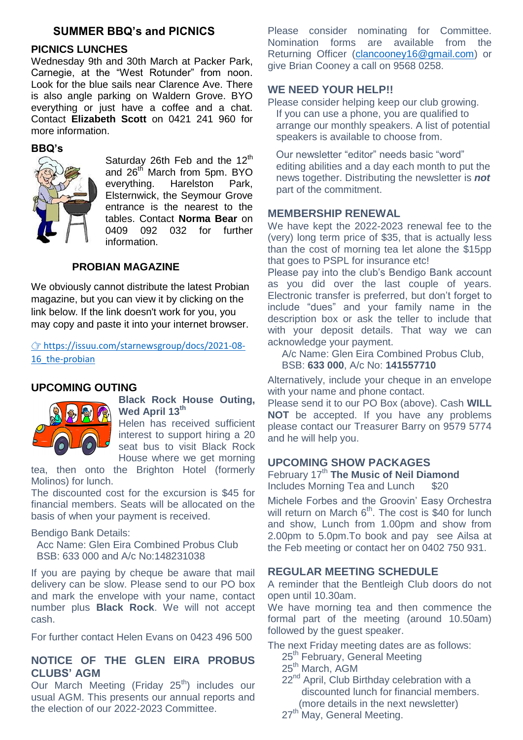## SUMMER BBQ's and PICNICS

### PICNICS LUNCHES

Wednesday 9th and 30th March at Packer Park, Carnegie, at the "West Rotunder" from noon. Look for the blue sails near Clarence Ave. There is also angle parking on Waldern Grove. BYO everything or just have a coffee and a chat. Contact **Elizabeth Scott** on 0421 241 960 for more information.

### BBQ's

Saturday 26th Feb and the 12th and 26th March from 5pm. BYO everything. Harelston Park, Elsternwick, the Seymour Grove entrance is the nearest to the tables. Contact **Norma Bear** on 0409 092 032 for further information.

### PROBIAN MAGAZINE

We obviously cannot distribute the latest Probian magazine, but you can view it by clicking on the link below. If the link doesn't work for you, you may copy and paste it into your internet browser.

☞ https://issuu.com/starnewsgroup/docs/2021-08-16_the-probian

### UPCOMING OUTING

**Black Rock House Outing, Wed April 13th**

Helen has received sufficient interest to support hiring a 20 seat bus to visit Black Rock House where we get morning tea, then onto the Brighton Hotel (formerly Molinos) for lunch.

The discounted cost for the excursion is $45 for financial members. Seats will be allocated on the basis of when your payment is received.

Bendigo Bank Details:
Acc Name: Glen Eira Combined Probus Club
BSB: 633 000 and A/c No:148231038

If you are paying by cheque be aware that mail delivery can be slow. Please send to our PO box and mark the envelope with your name, contact number plus **Black Rock**. We will not accept cash.

For further contact Helen Evans on 0423 496 500

### NOTICE OF THE GLEN EIRA PROBUS CLUBS' AGM

Our March Meeting (Friday 25th) includes our usual AGM. This presents our annual reports and the election of our 2022-2023 Committee.

Please consider nominating for Committee. Nomination forms are available from the Returning Officer (clancooney16@gmail.com) or give Brian Cooney a call on 9568 0258.

### WE NEED YOUR HELP!!

Please consider helping keep our club growing.

If you can use a phone, you are qualified to arrange our monthly speakers. A list of potential speakers is available to choose from.

Our newsletter "editor" needs basic "word" editing abilities and a day each month to put the news together. Distributing the newsletter is ***not*** part of the commitment.

### MEMBERSHIP RENEWAL

We have kept the 2022-2023 renewal fee to the (very) long term price of $35, that is actually less than the cost of morning tea let alone the $15pp that goes to PSPL for insurance etc!

Please pay into the club's Bendigo Bank account as you did over the last couple of years. Electronic transfer is preferred, but don't forget to include "dues" and your family name in the description box or ask the teller to include that with your deposit details. That way we can acknowledge your payment.

A/c Name: Glen Eira Combined Probus Club, BSB: **633 000**, A/c No: **141557710**

Alternatively, include your cheque in an envelope with your name and phone contact.

Please send it to our PO Box (above). Cash **WILL NOT** be accepted. If you have any problems please contact our Treasurer Barry on 9579 5774 and he will help you.

### UPCOMING SHOW PACKAGES

February 17th **The Music of Neil Diamond**
Includes Morning Tea and Lunch $20

Michele Forbes and the Groovin' Easy Orchestra will return on March 6th. The cost is $40 for lunch and show, Lunch from 1.00pm and show from 2.00pm to 5.0pm.To book and pay see Ailsa at the Feb meeting or contact her on 0402 750 931.

### REGULAR MEETING SCHEDULE

A reminder that the Bentleigh Club doors do not open until 10.30am.

We have morning tea and then commence the formal part of the meeting (around 10.50am) followed by the guest speaker.

The next Friday meeting dates are as follows:

- 25th February, General Meeting
- 25th March, AGM
- 22nd April, Club Birthday celebration with a discounted lunch for financial members. (more details in the next newsletter)
- 27th May, General Meeting.